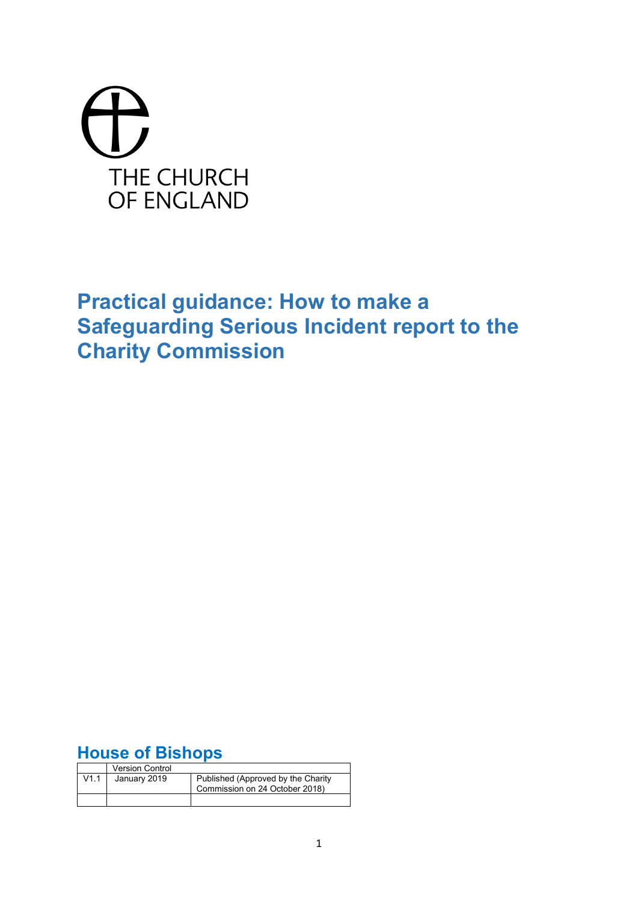THE CHURCH OF ENGLAND

# Practical guidance: How to make a Safeguarding Serious Incident report to the Charity Commission

## House of Bishops

| | Version Control | |
|---|---|---|
| V1.1 | January 2019 | Published (Approved by the Charity Commission on 24 October 2018) |
| | | |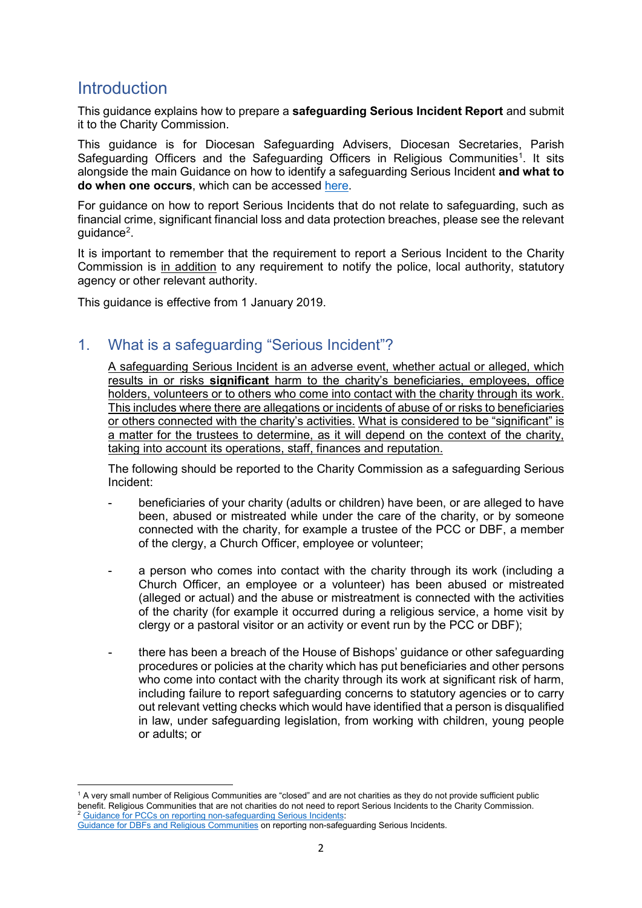## Introduction

This guidance explains how to prepare a **safeguarding Serious Incident Report** and submit it to the Charity Commission.

This guidance is for Diocesan Safeguarding Advisers, Diocesan Secretaries, Parish Safeguarding Officers and the Safeguarding Officers in Religious Communities[1]. It sits alongside the main Guidance on how to identify a safeguarding Serious Incident **and what to do when one occurs**, which can be accessed here.

For guidance on how to report Serious Incidents that do not relate to safeguarding, such as financial crime, significant financial loss and data protection breaches, please see the relevant guidance[2].

It is important to remember that the requirement to report a Serious Incident to the Charity Commission is in addition to any requirement to notify the police, local authority, statutory agency or other relevant authority.

This guidance is effective from 1 January 2019.

## 1. What is a safeguarding "Serious Incident"?

A safeguarding Serious Incident is an adverse event, whether actual or alleged, which results in or risks **significant** harm to the charity's beneficiaries, employees, office holders, volunteers or to others who come into contact with the charity through its work. This includes where there are allegations or incidents of abuse of or risks to beneficiaries or others connected with the charity's activities. What is considered to be "significant" is a matter for the trustees to determine, as it will depend on the context of the charity, taking into account its operations, staff, finances and reputation.

The following should be reported to the Charity Commission as a safeguarding Serious Incident:

- beneficiaries of your charity (adults or children) have been, or are alleged to have been, abused or mistreated while under the care of the charity, or by someone connected with the charity, for example a trustee of the PCC or DBF, a member of the clergy, a Church Officer, employee or volunteer;

- a person who comes into contact with the charity through its work (including a Church Officer, an employee or a volunteer) has been abused or mistreated (alleged or actual) and the abuse or mistreatment is connected with the activities of the charity (for example it occurred during a religious service, a home visit by clergy or a pastoral visitor or an activity or event run by the PCC or DBF);

- there has been a breach of the House of Bishops' guidance or other safeguarding procedures or policies at the charity which has put beneficiaries and other persons who come into contact with the charity through its work at significant risk of harm, including failure to report safeguarding concerns to statutory agencies or to carry out relevant vetting checks which would have identified that a person is disqualified in law, under safeguarding legislation, from working with children, young people or adults; or

---

[1] A very small number of Religious Communities are "closed" and are not charities as they do not provide sufficient public benefit. Religious Communities that are not charities do not need to report Serious Incidents to the Charity Commission.

[2] Guidance for PCCs on reporting non-safeguarding Serious Incidents;
Guidance for DBFs and Religious Communities on reporting non-safeguarding Serious Incidents.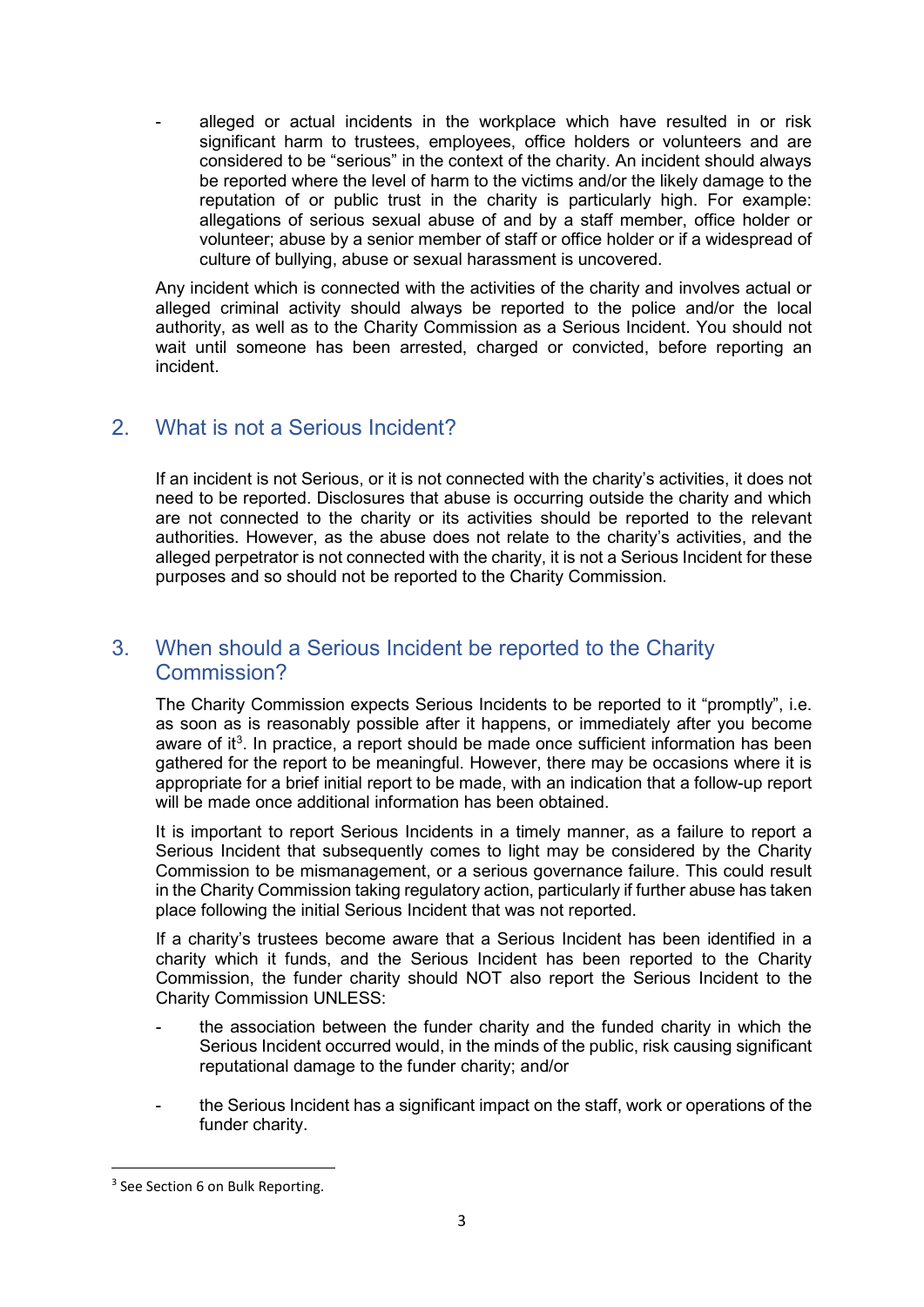- alleged or actual incidents in the workplace which have resulted in or risk significant harm to trustees, employees, office holders or volunteers and are considered to be "serious" in the context of the charity. An incident should always be reported where the level of harm to the victims and/or the likely damage to the reputation of or public trust in the charity is particularly high. For example: allegations of serious sexual abuse of and by a staff member, office holder or volunteer; abuse by a senior member of staff or office holder or if a widespread of culture of bullying, abuse or sexual harassment is uncovered.

Any incident which is connected with the activities of the charity and involves actual or alleged criminal activity should always be reported to the police and/or the local authority, as well as to the Charity Commission as a Serious Incident. You should not wait until someone has been arrested, charged or convicted, before reporting an incident.

## 2. What is not a Serious Incident?

If an incident is not Serious, or it is not connected with the charity's activities, it does not need to be reported. Disclosures that abuse is occurring outside the charity and which are not connected to the charity or its activities should be reported to the relevant authorities. However, as the abuse does not relate to the charity's activities, and the alleged perpetrator is not connected with the charity, it is not a Serious Incident for these purposes and so should not be reported to the Charity Commission.

## 3. When should a Serious Incident be reported to the Charity Commission?

The Charity Commission expects Serious Incidents to be reported to it "promptly", i.e. as soon as is reasonably possible after it happens, or immediately after you become aware of it[3]. In practice, a report should be made once sufficient information has been gathered for the report to be meaningful. However, there may be occasions where it is appropriate for a brief initial report to be made, with an indication that a follow-up report will be made once additional information has been obtained.

It is important to report Serious Incidents in a timely manner, as a failure to report a Serious Incident that subsequently comes to light may be considered by the Charity Commission to be mismanagement, or a serious governance failure. This could result in the Charity Commission taking regulatory action, particularly if further abuse has taken place following the initial Serious Incident that was not reported.

If a charity's trustees become aware that a Serious Incident has been identified in a charity which it funds, and the Serious Incident has been reported to the Charity Commission, the funder charity should NOT also report the Serious Incident to the Charity Commission UNLESS:

- the association between the funder charity and the funded charity in which the Serious Incident occurred would, in the minds of the public, risk causing significant reputational damage to the funder charity; and/or

- the Serious Incident has a significant impact on the staff, work or operations of the funder charity.

[3] See Section 6 on Bulk Reporting.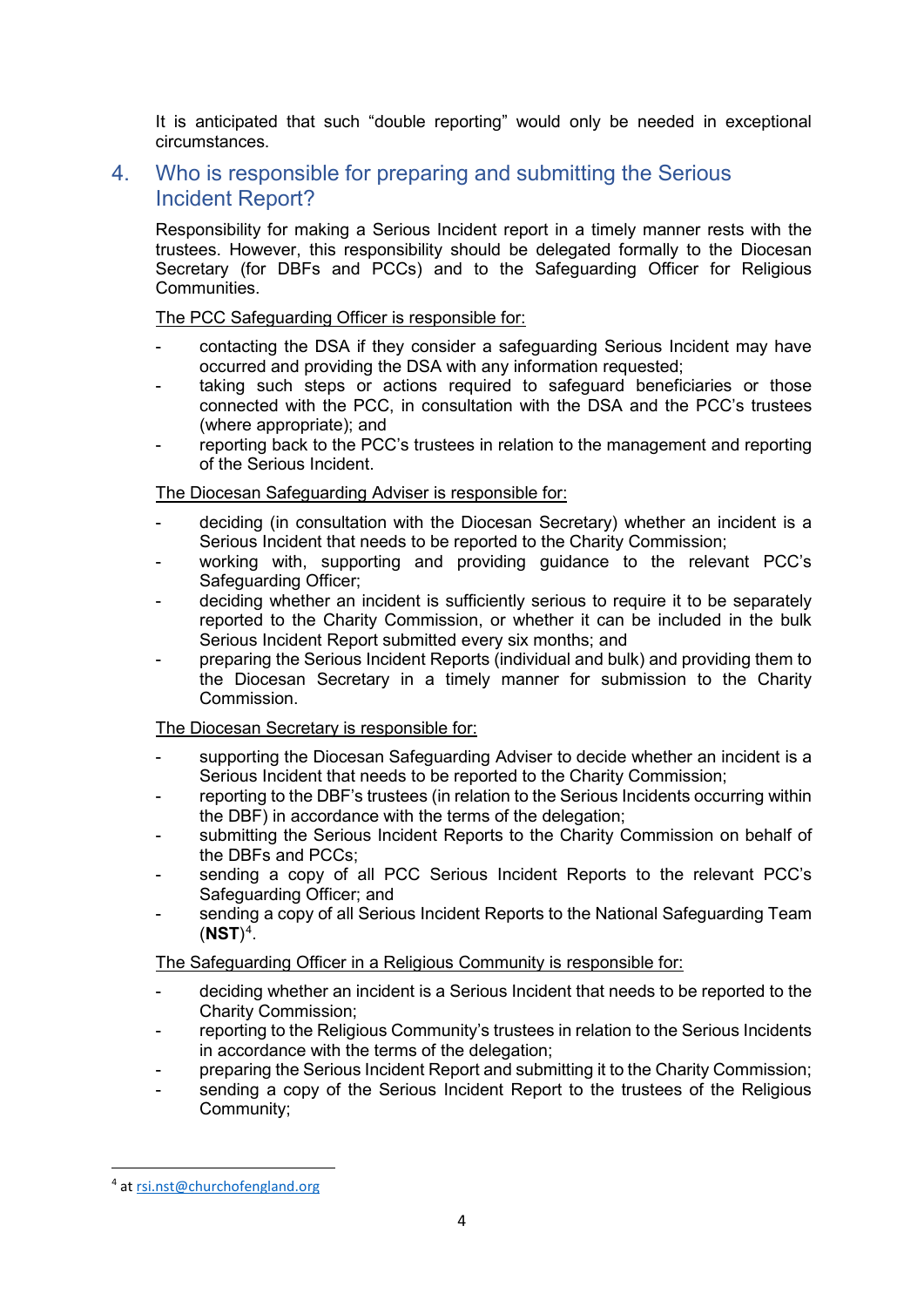It is anticipated that such "double reporting" would only be needed in exceptional circumstances.

## 4. Who is responsible for preparing and submitting the Serious Incident Report?

Responsibility for making a Serious Incident report in a timely manner rests with the trustees. However, this responsibility should be delegated formally to the Diocesan Secretary (for DBFs and PCCs) and to the Safeguarding Officer for Religious Communities.

The PCC Safeguarding Officer is responsible for:

- contacting the DSA if they consider a safeguarding Serious Incident may have occurred and providing the DSA with any information requested;
- taking such steps or actions required to safeguard beneficiaries or those connected with the PCC, in consultation with the DSA and the PCC's trustees (where appropriate); and
- reporting back to the PCC's trustees in relation to the management and reporting of the Serious Incident.

The Diocesan Safeguarding Adviser is responsible for:

- deciding (in consultation with the Diocesan Secretary) whether an incident is a Serious Incident that needs to be reported to the Charity Commission;
- working with, supporting and providing guidance to the relevant PCC's Safeguarding Officer;
- deciding whether an incident is sufficiently serious to require it to be separately reported to the Charity Commission, or whether it can be included in the bulk Serious Incident Report submitted every six months; and
- preparing the Serious Incident Reports (individual and bulk) and providing them to the Diocesan Secretary in a timely manner for submission to the Charity Commission.

The Diocesan Secretary is responsible for:

- supporting the Diocesan Safeguarding Adviser to decide whether an incident is a Serious Incident that needs to be reported to the Charity Commission;
- reporting to the DBF's trustees (in relation to the Serious Incidents occurring within the DBF) in accordance with the terms of the delegation;
- submitting the Serious Incident Reports to the Charity Commission on behalf of the DBFs and PCCs;
- sending a copy of all PCC Serious Incident Reports to the relevant PCC's Safeguarding Officer; and
- sending a copy of all Serious Incident Reports to the National Safeguarding Team (**NST**)[4].

The Safeguarding Officer in a Religious Community is responsible for:

- deciding whether an incident is a Serious Incident that needs to be reported to the Charity Commission;
- reporting to the Religious Community's trustees in relation to the Serious Incidents in accordance with the terms of the delegation;
- preparing the Serious Incident Report and submitting it to the Charity Commission;
- sending a copy of the Serious Incident Report to the trustees of the Religious Community;

[4] at rsi.nst@churchofengland.org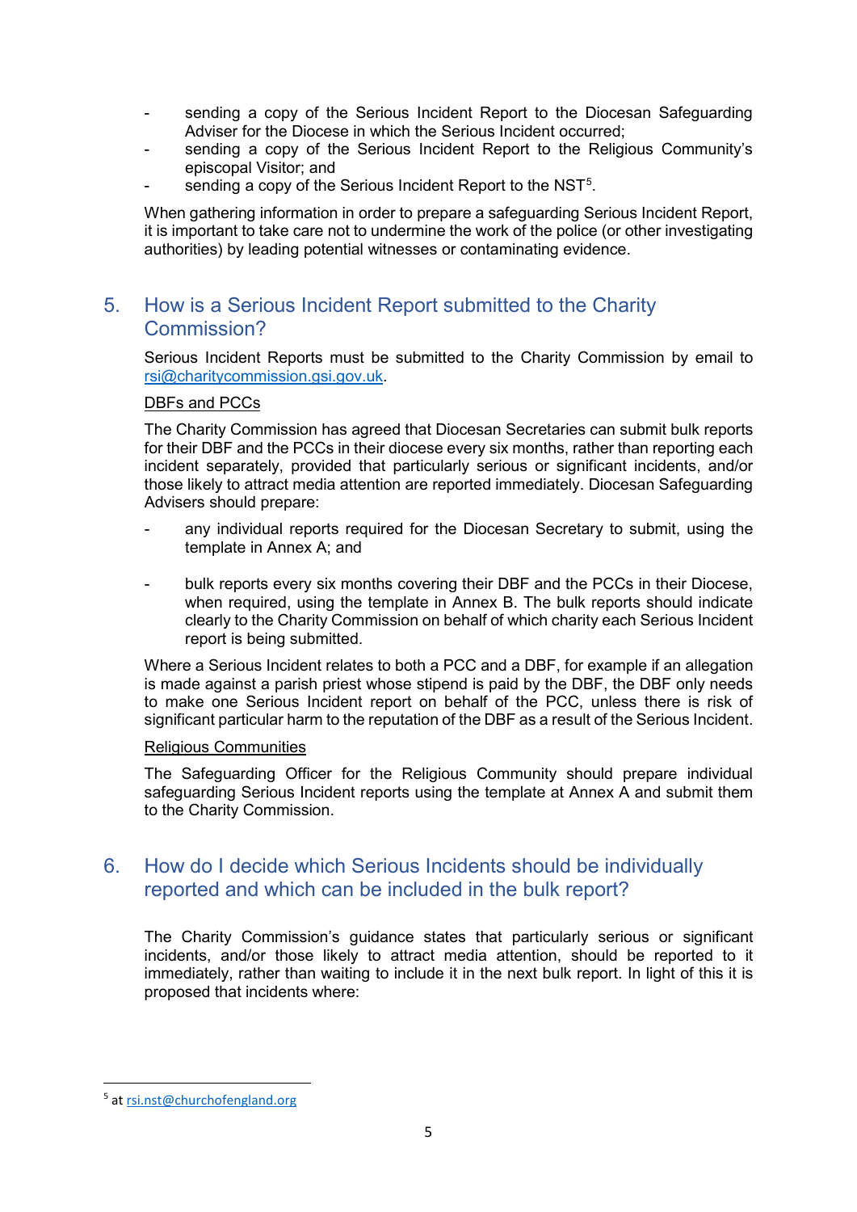- sending a copy of the Serious Incident Report to the Diocesan Safeguarding Adviser for the Diocese in which the Serious Incident occurred;
- sending a copy of the Serious Incident Report to the Religious Community's episcopal Visitor; and
- sending a copy of the Serious Incident Report to the NST[5].

When gathering information in order to prepare a safeguarding Serious Incident Report, it is important to take care not to undermine the work of the police (or other investigating authorities) by leading potential witnesses or contaminating evidence.

## 5. How is a Serious Incident Report submitted to the Charity Commission?

Serious Incident Reports must be submitted to the Charity Commission by email to rsi@charitycommission.gsi.gov.uk.

DBFs and PCCs

The Charity Commission has agreed that Diocesan Secretaries can submit bulk reports for their DBF and the PCCs in their diocese every six months, rather than reporting each incident separately, provided that particularly serious or significant incidents, and/or those likely to attract media attention are reported immediately. Diocesan Safeguarding Advisers should prepare:

- any individual reports required for the Diocesan Secretary to submit, using the template in Annex A; and
- bulk reports every six months covering their DBF and the PCCs in their Diocese, when required, using the template in Annex B. The bulk reports should indicate clearly to the Charity Commission on behalf of which charity each Serious Incident report is being submitted.

Where a Serious Incident relates to both a PCC and a DBF, for example if an allegation is made against a parish priest whose stipend is paid by the DBF, the DBF only needs to make one Serious Incident report on behalf of the PCC, unless there is risk of significant particular harm to the reputation of the DBF as a result of the Serious Incident.

Religious Communities

The Safeguarding Officer for the Religious Community should prepare individual safeguarding Serious Incident reports using the template at Annex A and submit them to the Charity Commission.

## 6. How do I decide which Serious Incidents should be individually reported and which can be included in the bulk report?

The Charity Commission's guidance states that particularly serious or significant incidents, and/or those likely to attract media attention, should be reported to it immediately, rather than waiting to include it in the next bulk report. In light of this it is proposed that incidents where:

[5] at rsi.nst@churchofengland.org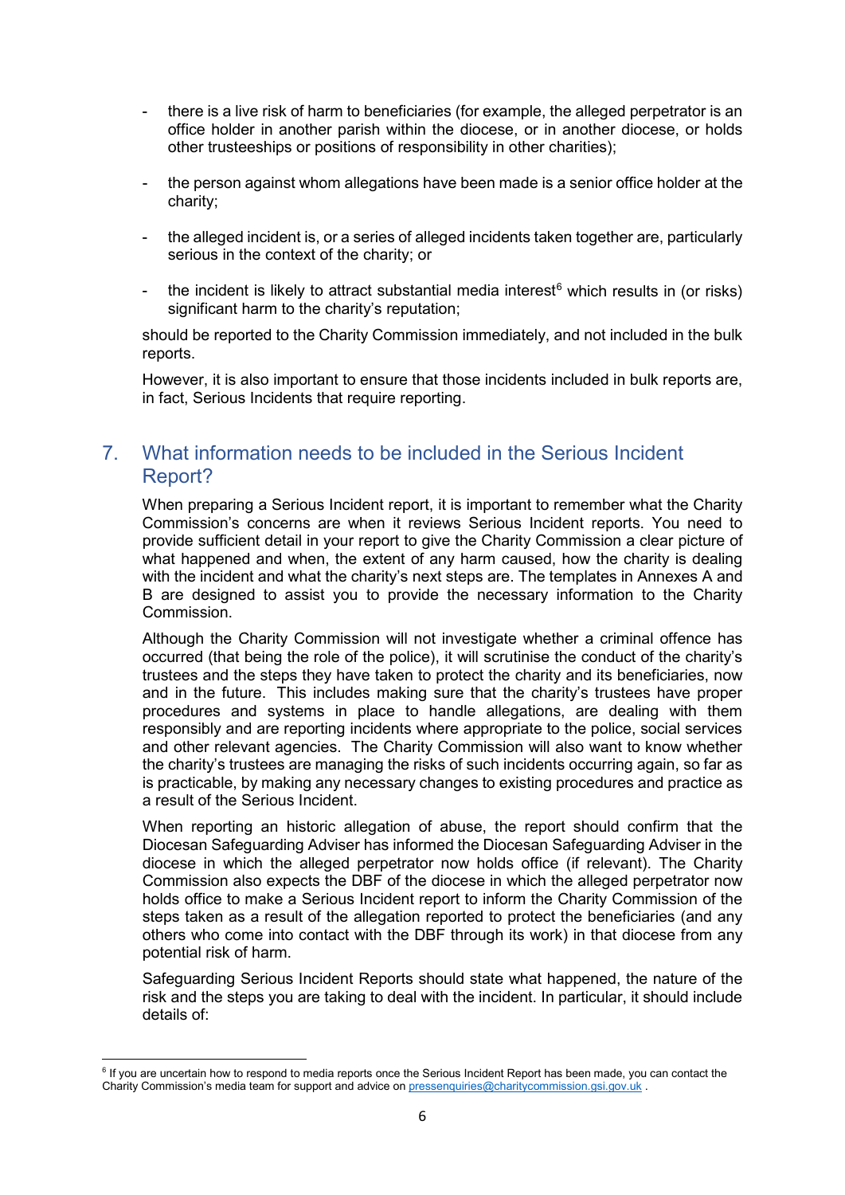- there is a live risk of harm to beneficiaries (for example, the alleged perpetrator is an office holder in another parish within the diocese, or in another diocese, or holds other trusteeships or positions of responsibility in other charities);

- the person against whom allegations have been made is a senior office holder at the charity;

- the alleged incident is, or a series of alleged incidents taken together are, particularly serious in the context of the charity; or

- the incident is likely to attract substantial media interest[6] which results in (or risks) significant harm to the charity's reputation;

should be reported to the Charity Commission immediately, and not included in the bulk reports.

However, it is also important to ensure that those incidents included in bulk reports are, in fact, Serious Incidents that require reporting.

## 7. What information needs to be included in the Serious Incident Report?

When preparing a Serious Incident report, it is important to remember what the Charity Commission's concerns are when it reviews Serious Incident reports. You need to provide sufficient detail in your report to give the Charity Commission a clear picture of what happened and when, the extent of any harm caused, how the charity is dealing with the incident and what the charity's next steps are. The templates in Annexes A and B are designed to assist you to provide the necessary information to the Charity Commission.

Although the Charity Commission will not investigate whether a criminal offence has occurred (that being the role of the police), it will scrutinise the conduct of the charity's trustees and the steps they have taken to protect the charity and its beneficiaries, now and in the future. This includes making sure that the charity's trustees have proper procedures and systems in place to handle allegations, are dealing with them responsibly and are reporting incidents where appropriate to the police, social services and other relevant agencies. The Charity Commission will also want to know whether the charity's trustees are managing the risks of such incidents occurring again, so far as is practicable, by making any necessary changes to existing procedures and practice as a result of the Serious Incident.

When reporting an historic allegation of abuse, the report should confirm that the Diocesan Safeguarding Adviser has informed the Diocesan Safeguarding Adviser in the diocese in which the alleged perpetrator now holds office (if relevant). The Charity Commission also expects the DBF of the diocese in which the alleged perpetrator now holds office to make a Serious Incident report to inform the Charity Commission of the steps taken as a result of the allegation reported to protect the beneficiaries (and any others who come into contact with the DBF through its work) in that diocese from any potential risk of harm.

Safeguarding Serious Incident Reports should state what happened, the nature of the risk and the steps you are taking to deal with the incident. In particular, it should include details of:

---

[6] If you are uncertain how to respond to media reports once the Serious Incident Report has been made, you can contact the Charity Commission's media team for support and advice on pressenquiries@charitycommission.gsi.gov.uk .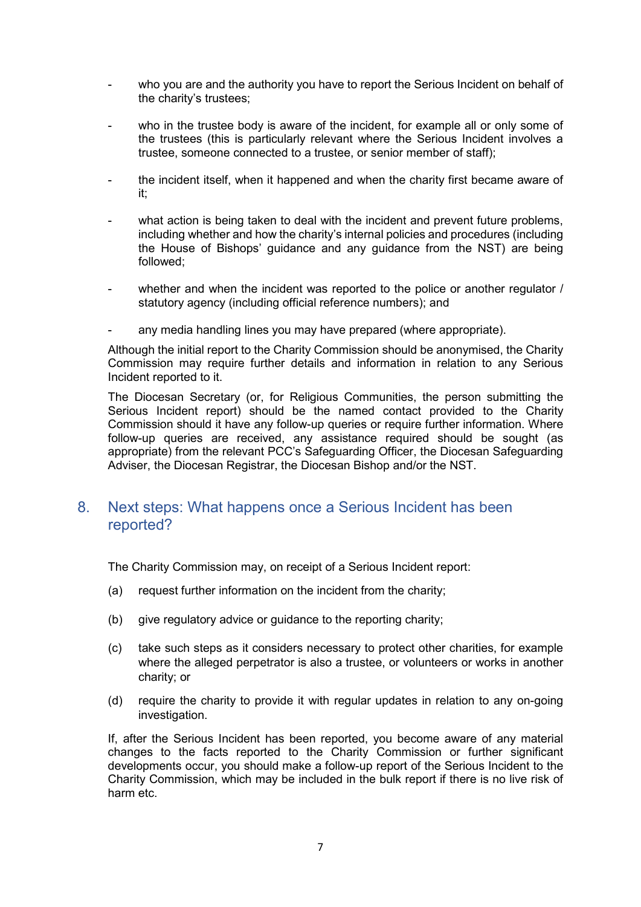- who you are and the authority you have to report the Serious Incident on behalf of the charity's trustees;
- who in the trustee body is aware of the incident, for example all or only some of the trustees (this is particularly relevant where the Serious Incident involves a trustee, someone connected to a trustee, or senior member of staff);
- the incident itself, when it happened and when the charity first became aware of it;
- what action is being taken to deal with the incident and prevent future problems, including whether and how the charity's internal policies and procedures (including the House of Bishops' guidance and any guidance from the NST) are being followed;
- whether and when the incident was reported to the police or another regulator / statutory agency (including official reference numbers); and
- any media handling lines you may have prepared (where appropriate).

Although the initial report to the Charity Commission should be anonymised, the Charity Commission may require further details and information in relation to any Serious Incident reported to it.

The Diocesan Secretary (or, for Religious Communities, the person submitting the Serious Incident report) should be the named contact provided to the Charity Commission should it have any follow-up queries or require further information. Where follow-up queries are received, any assistance required should be sought (as appropriate) from the relevant PCC's Safeguarding Officer, the Diocesan Safeguarding Adviser, the Diocesan Registrar, the Diocesan Bishop and/or the NST.

## 8. Next steps: What happens once a Serious Incident has been reported?

The Charity Commission may, on receipt of a Serious Incident report:

(a) request further information on the incident from the charity;

(b) give regulatory advice or guidance to the reporting charity;

(c) take such steps as it considers necessary to protect other charities, for example where the alleged perpetrator is also a trustee, or volunteers or works in another charity; or

(d) require the charity to provide it with regular updates in relation to any on-going investigation.

If, after the Serious Incident has been reported, you become aware of any material changes to the facts reported to the Charity Commission or further significant developments occur, you should make a follow-up report of the Serious Incident to the Charity Commission, which may be included in the bulk report if there is no live risk of harm etc.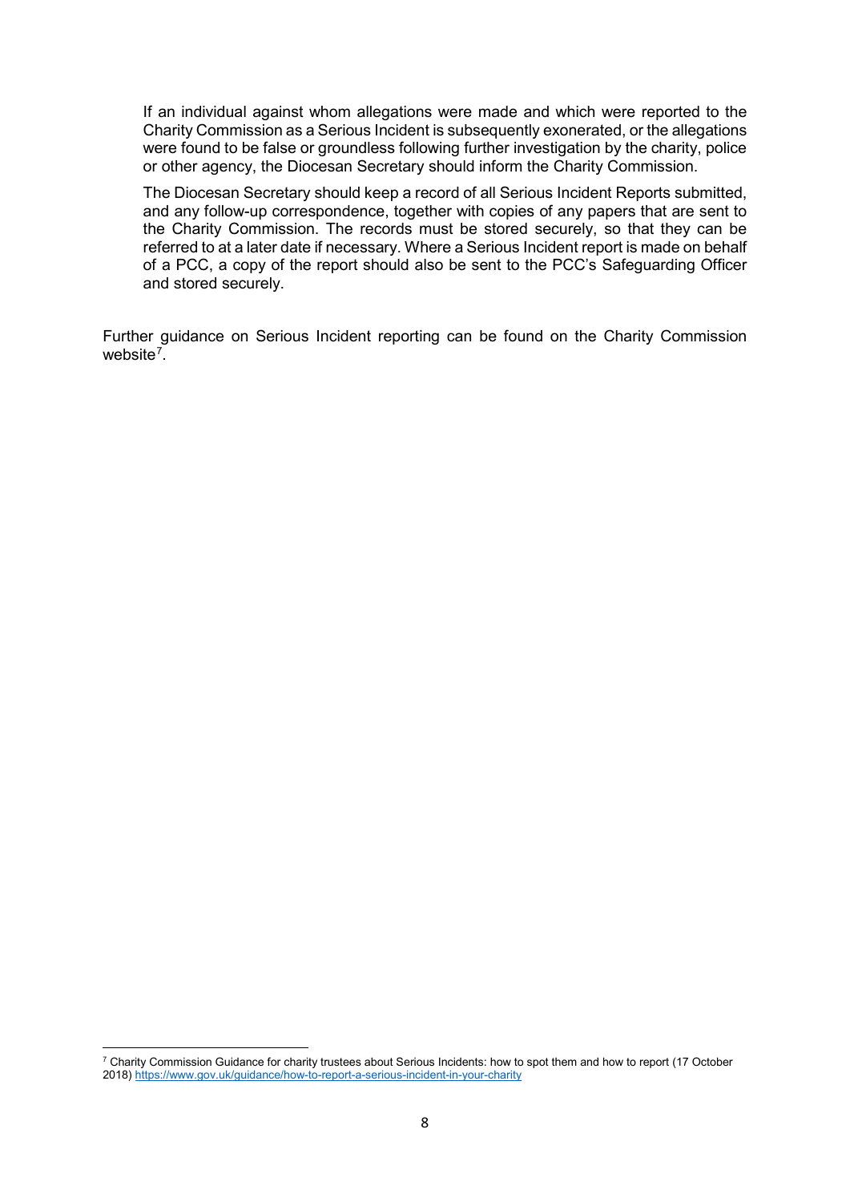If an individual against whom allegations were made and which were reported to the Charity Commission as a Serious Incident is subsequently exonerated, or the allegations were found to be false or groundless following further investigation by the charity, police or other agency, the Diocesan Secretary should inform the Charity Commission.

The Diocesan Secretary should keep a record of all Serious Incident Reports submitted, and any follow-up correspondence, together with copies of any papers that are sent to the Charity Commission. The records must be stored securely, so that they can be referred to at a later date if necessary. Where a Serious Incident report is made on behalf of a PCC, a copy of the report should also be sent to the PCC's Safeguarding Officer and stored securely.

Further guidance on Serious Incident reporting can be found on the Charity Commission website[7].

[7] Charity Commission Guidance for charity trustees about Serious Incidents: how to spot them and how to report (17 October 2018) https://www.gov.uk/guidance/how-to-report-a-serious-incident-in-your-charity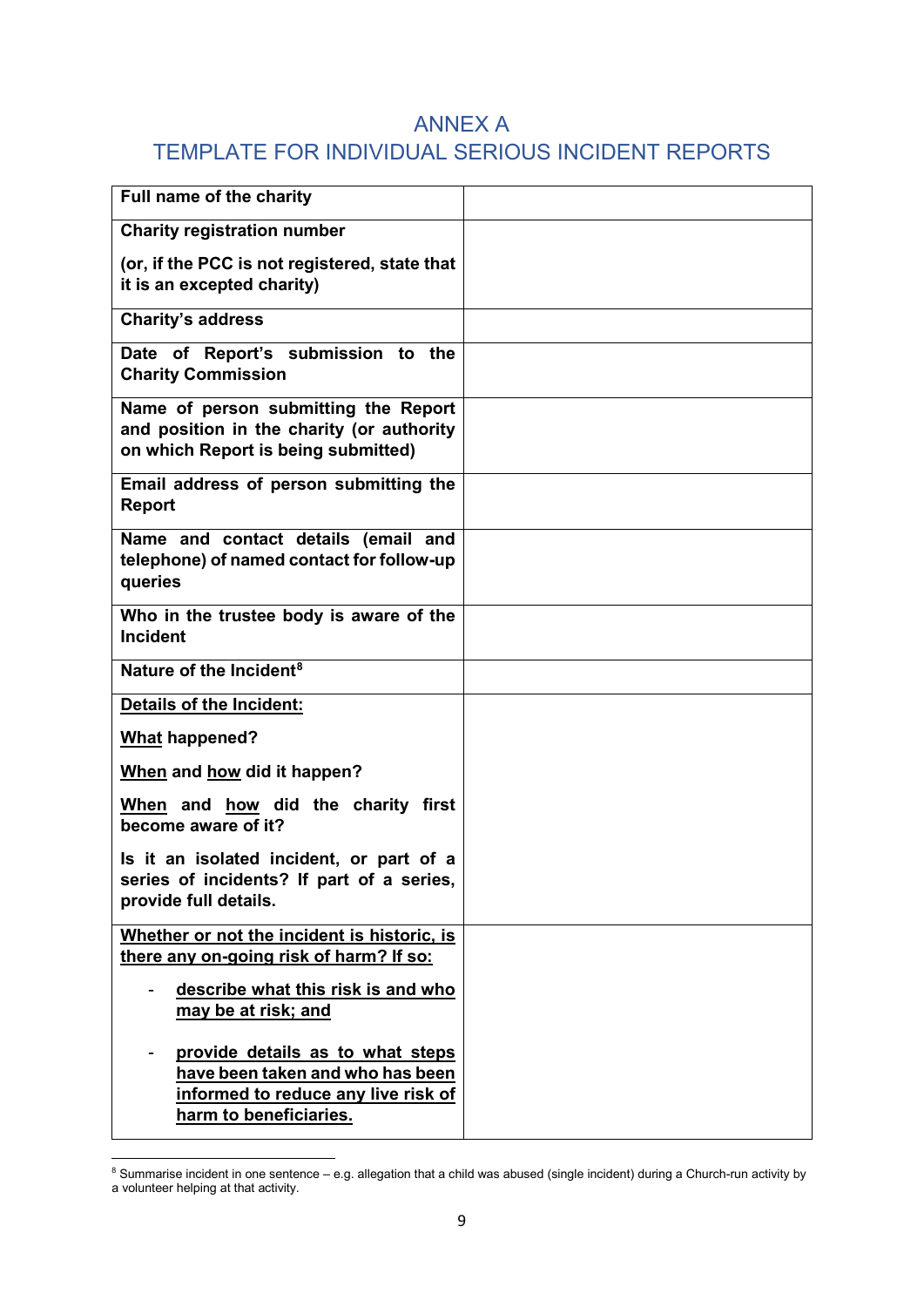## ANNEX A
## TEMPLATE FOR INDIVIDUAL SERIOUS INCIDENT REPORTS

| | |
|---|---|
| **Full name of the charity** | |
| **Charity registration number**<br><br>**(or, if the PCC is not registered, state that it is an excepted charity)** | |
| **Charity's address** | |
| **Date of Report's submission to the Charity Commission** | |
| **Name of person submitting the Report and position in the charity (or authority on which Report is being submitted)** | |
| **Email address of person submitting the Report** | |
| **Name and contact details (email and telephone) of named contact for follow-up queries** | |
| **Who in the trustee body is aware of the Incident** | |
| **Nature of the Incident[8]** | |
| **Details of the Incident:**<br><br>**What happened?**<br><br>**When and how did it happen?**<br><br>**When and how did the charity first become aware of it?**<br><br>**Is it an isolated incident, or part of a series of incidents? If part of a series, provide full details.** | |
| **Whether or not the incident is historic, is there any on-going risk of harm? If so:**<br><br>- **describe what this risk is and who may be at risk; and**<br><br>- **provide details as to what steps have been taken and who has been informed to reduce any live risk of harm to beneficiaries.** | |

[8] Summarise incident in one sentence – e.g. allegation that a child was abused (single incident) during a Church-run activity by a volunteer helping at that activity.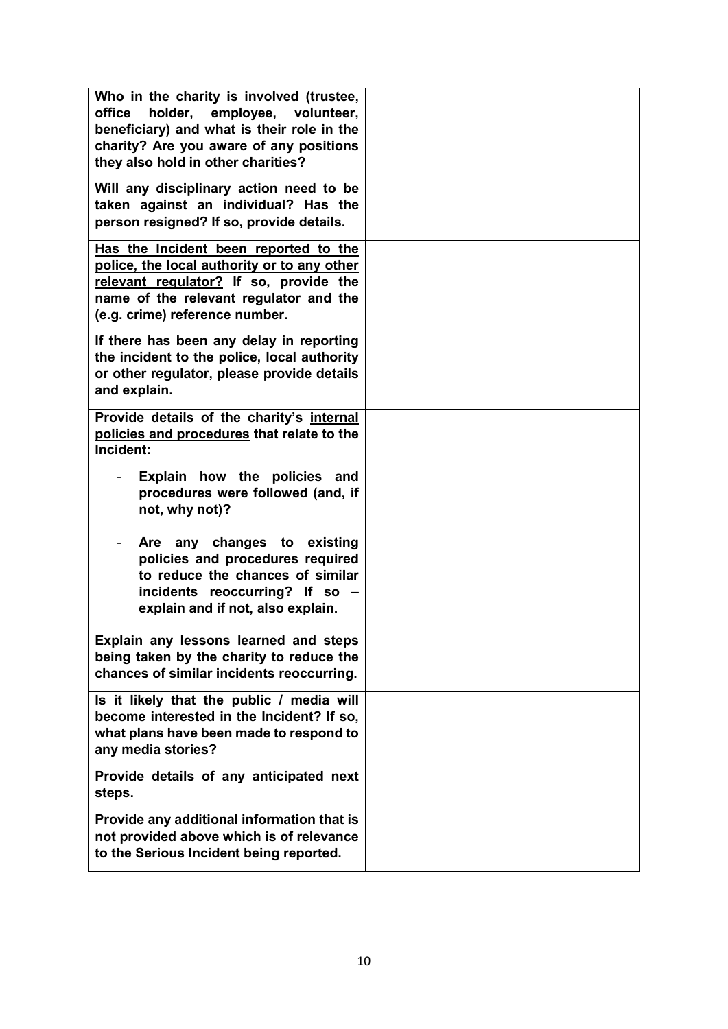| | |
|---|---|
| **Who in the charity is involved (trustee, office holder, employee, volunteer, beneficiary) and what is their role in the charity? Are you aware of any positions they also hold in other charities?**<br><br>**Will any disciplinary action need to be taken against an individual? Has the person resigned? If so, provide details.** | |
| **<u>Has the Incident been reported to the police, the local authority or to any other relevant regulator?</u> If so, provide the name of the relevant regulator and the (e.g. crime) reference number.**<br><br>**If there has been any delay in reporting the incident to the police, local authority or other regulator, please provide details and explain.** | |
| **Provide details of the charity's <u>internal policies and procedures</u> that relate to the Incident:**<br><br>- **Explain how the policies and procedures were followed (and, if not, why not)?**<br><br>- **Are any changes to existing policies and procedures required to reduce the chances of similar incidents reoccurring? If so – explain and if not, also explain.**<br><br>**Explain any lessons learned and steps being taken by the charity to reduce the chances of similar incidents reoccurring.** | |
| **Is it likely that the public / media will become interested in the Incident? If so, what plans have been made to respond to any media stories?** | |
| **Provide details of any anticipated next steps.** | |
| **Provide any additional information that is not provided above which is of relevance to the Serious Incident being reported.** | |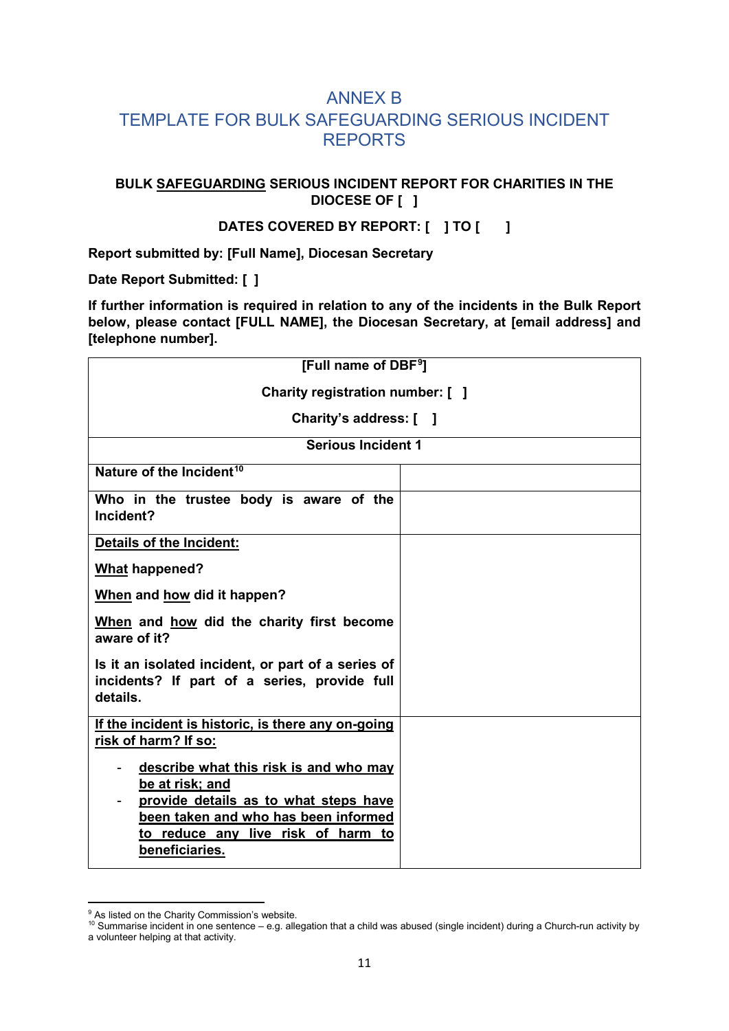# ANNEX B
# TEMPLATE FOR BULK SAFEGUARDING SERIOUS INCIDENT REPORTS

**BULK <u>SAFEGUARDING</u> SERIOUS INCIDENT REPORT FOR CHARITIES IN THE DIOCESE OF [ ]**

**DATES COVERED BY REPORT: [ ] TO [ ]**

**Report submitted by: [Full Name], Diocesan Secretary**

**Date Report Submitted: [ ]**

**If further information is required in relation to any of the incidents in the Bulk Report below, please contact [FULL NAME], the Diocesan Secretary, at [email address] and [telephone number].**

| **[Full name of DBF[9]]**<br><br>**Charity registration number: [ ]**<br><br>**Charity's address: [ ]** | |
|---|---|
| **Serious Incident 1** | |
| **Nature of the Incident[10]** | |
| **Who in the trustee body is aware of the Incident?** | |
| **<u>Details of the Incident:</u>**<br><br>**<u>What</u> happened?**<br><br>**<u>When</u> and <u>how</u> did it happen?**<br><br>**<u>When</u> and <u>how</u> did the charity first become aware of it?**<br><br>**Is it an isolated incident, or part of a series of incidents? If part of a series, provide full details.** | |
| **<u>If the incident is historic, is there any on-going risk of harm? If so:</u>**<br><br>- **<u>describe what this risk is and who may be at risk; and</u>**<br>- **<u>provide details as to what steps have been taken and who has been informed to reduce any live risk of harm to beneficiaries.</u>** | |

[9] As listed on the Charity Commission's website.

[10] Summarise incident in one sentence – e.g. allegation that a child was abused (single incident) during a Church-run activity by a volunteer helping at that activity.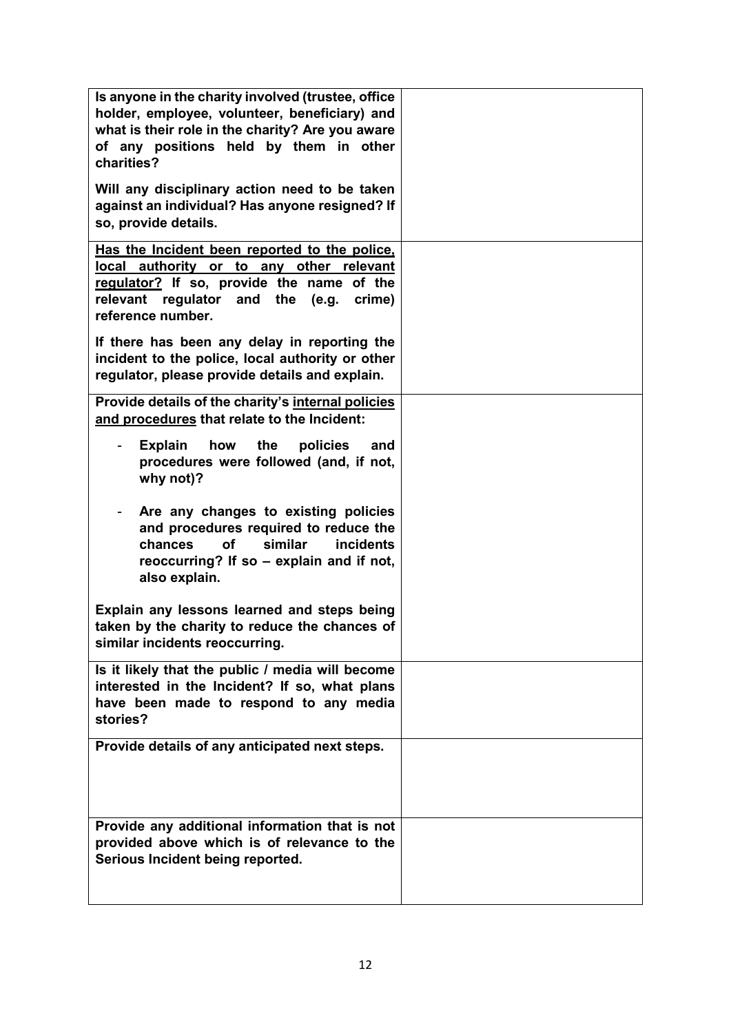| | |
|---|---|
| **Is anyone in the charity involved (trustee, office holder, employee, volunteer, beneficiary) and what is their role in the charity? Are you aware of any positions held by them in other charities?**<br><br>**Will any disciplinary action need to be taken against an individual? Has anyone resigned? If so, provide details.** | |
| **<u>Has the Incident been reported to the police, local authority or to any other relevant regulator?</u> If so, provide the name of the relevant regulator and the (e.g. crime) reference number.**<br><br>**If there has been any delay in reporting the incident to the police, local authority or other regulator, please provide details and explain.** | |
| **Provide details of the charity's <u>internal policies and procedures</u> that relate to the Incident:**<br><br>- **Explain how the policies and procedures were followed (and, if not, why not)?**<br><br>- **Are any changes to existing policies and procedures required to reduce the chances of similar incidents reoccurring? If so – explain and if not, also explain.**<br><br>**Explain any lessons learned and steps being taken by the charity to reduce the chances of similar incidents reoccurring.** | |
| **Is it likely that the public / media will become interested in the Incident? If so, what plans have been made to respond to any media stories?** | |
| **Provide details of any anticipated next steps.** | |
| **Provide any additional information that is not provided above which is of relevance to the Serious Incident being reported.** | |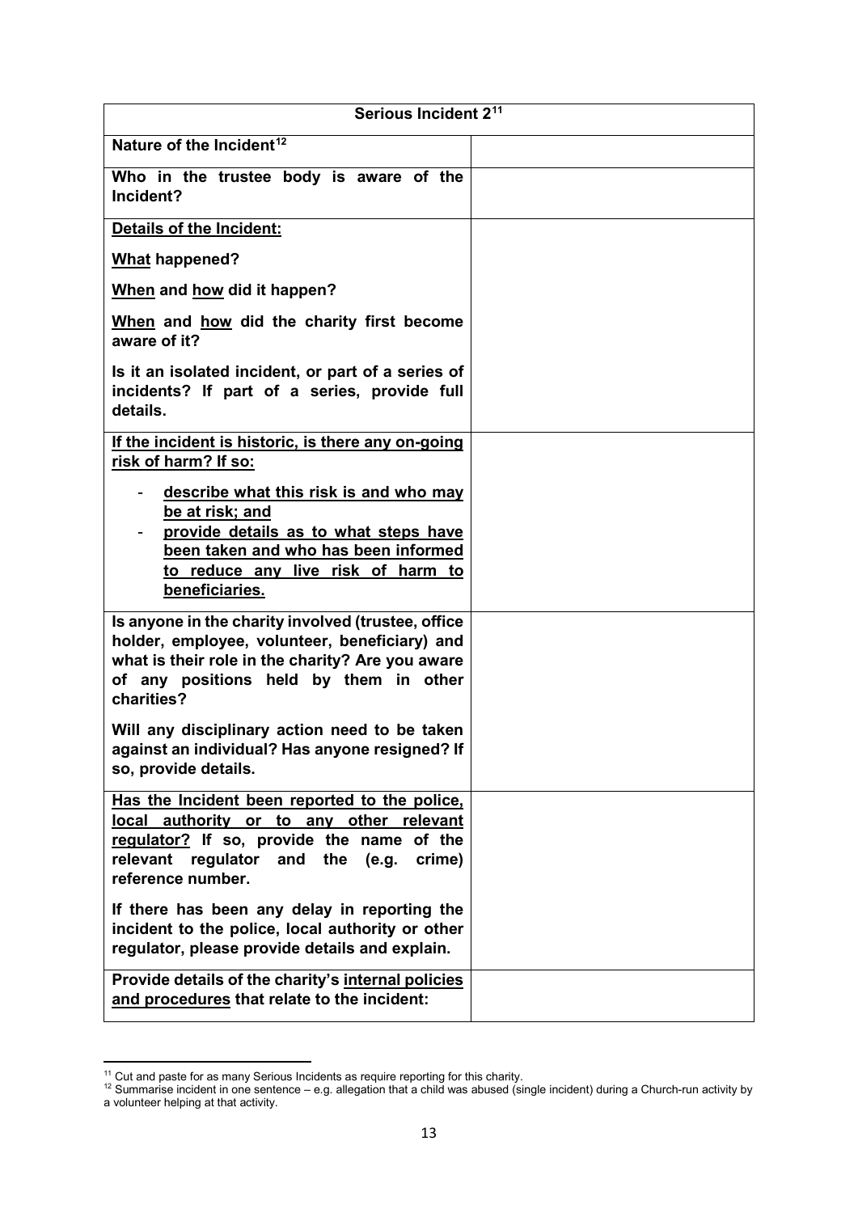| Serious Incident 2[11] | |
|---|---|
| **Nature of the Incident[12]** | |
| **Who in the trustee body is aware of the Incident?** | |
| **<u>Details of the Incident:</u>**<br><br>**<u>What</u> happened?**<br><br>**<u>When</u> and <u>how</u> did it happen?**<br><br>**<u>When</u> and <u>how</u> did the charity first become aware of it?**<br><br>**Is it an isolated incident, or part of a series of incidents? If part of a series, provide full details.** | |
| **<u>If the incident is historic, is there any on-going risk of harm? If so:</u>**<br><br>- **<u>describe what this risk is and who may be at risk; and</u>**<br>- **<u>provide details as to what steps have been taken and who has been informed to reduce any live risk of harm to beneficiaries.</u>** | |
| **Is anyone in the charity involved (trustee, office holder, employee, volunteer, beneficiary) and what is their role in the charity? Are you aware of any positions held by them in other charities?**<br><br>**Will any disciplinary action need to be taken against an individual? Has anyone resigned? If so, provide details.** | |
| **<u>Has the Incident been reported to the police, local authority or to any other relevant regulator?</u> If so, provide the name of the relevant regulator and the (e.g. crime) reference number.**<br><br>**If there has been any delay in reporting the incident to the police, local authority or other regulator, please provide details and explain.** | |
| **Provide details of the charity's <u>internal policies and procedures</u> that relate to the incident:** | |

[11] Cut and paste for as many Serious Incidents as require reporting for this charity.

[12] Summarise incident in one sentence – e.g. allegation that a child was abused (single incident) during a Church-run activity by a volunteer helping at that activity.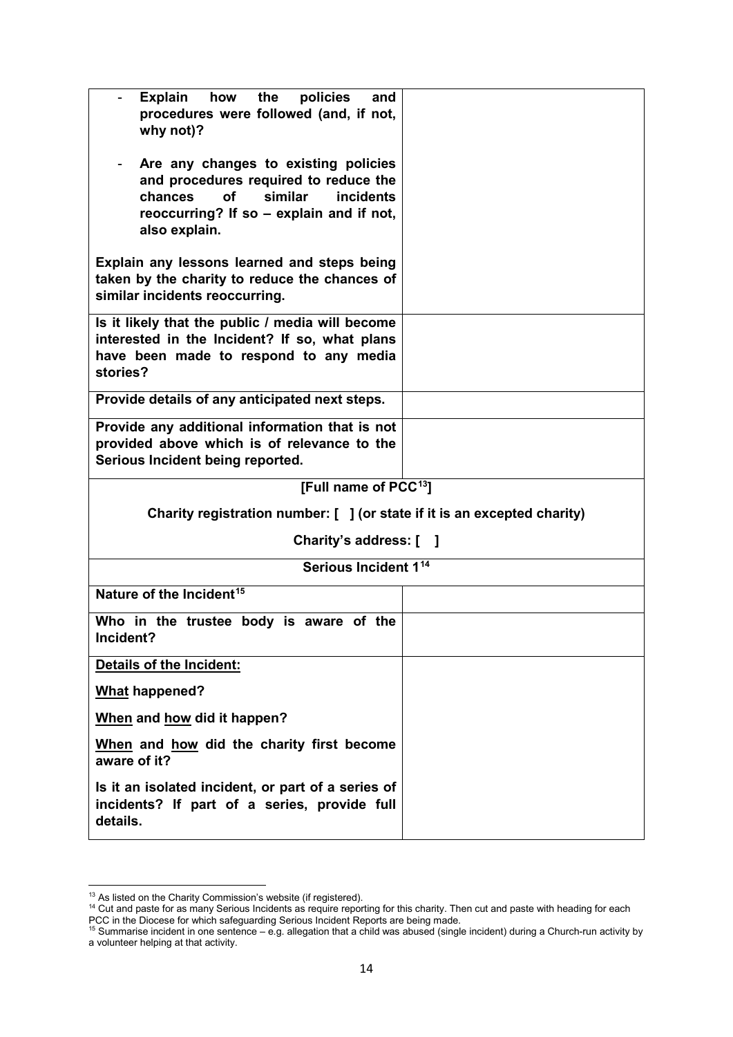| | |
|---|---|
| - **Explain how the policies and procedures were followed (and, if not, why not)?**<br><br>- **Are any changes to existing policies and procedures required to reduce the chances of similar incidents reoccurring? If so – explain and if not, also explain.**<br><br>**Explain any lessons learned and steps being taken by the charity to reduce the chances of similar incidents reoccurring.** | |
| **Is it likely that the public / media will become interested in the Incident? If so, what plans have been made to respond to any media stories?** | |
| **Provide details of any anticipated next steps.** | |
| **Provide any additional information that is not provided above which is of relevance to the Serious Incident being reported.** | |

| |
|---|
| **[Full name of PCC[13]]**<br><br>**Charity registration number: [ ] (or state if it is an excepted charity)**<br><br>**Charity's address: [ ]** |
| **Serious Incident 1[14]** |

| | |
|---|---|
| **Nature of the Incident[15]** | |
| **Who in the trustee body is aware of the Incident?** | |
| **<u>Details of the Incident:</u>**<br><br>**<u>What</u> happened?**<br><br>**<u>When</u> and <u>how</u> did it happen?**<br><br>**<u>When</u> and <u>how</u> did the charity first become aware of it?**<br><br>**Is it an isolated incident, or part of a series of incidents? If part of a series, provide full details.** | |

[13] As listed on the Charity Commission's website (if registered).

[14] Cut and paste for as many Serious Incidents as require reporting for this charity. Then cut and paste with heading for each PCC in the Diocese for which safeguarding Serious Incident Reports are being made.

[15] Summarise incident in one sentence – e.g. allegation that a child was abused (single incident) during a Church-run activity by a volunteer helping at that activity.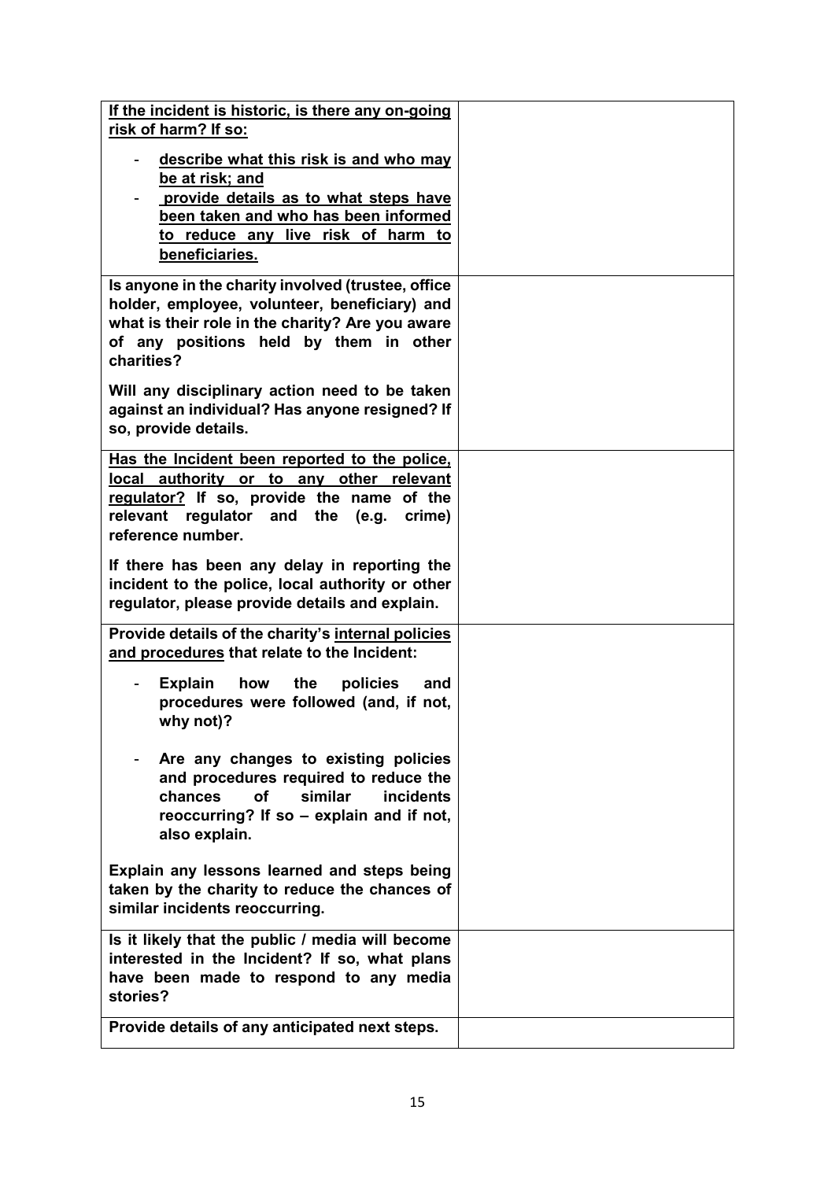| | |
|---|---|
| **<u>If the incident is historic, is there any on-going risk of harm? If so:</u>**<br>- **<u>describe what this risk is and who may be at risk; and</u>**<br>- **<u>provide details as to what steps have been taken and who has been informed to reduce any live risk of harm to beneficiaries.</u>** | |
| **Is anyone in the charity involved (trustee, office holder, employee, volunteer, beneficiary) and what is their role in the charity? Are you aware of any positions held by them in other charities?**<br><br>**Will any disciplinary action need to be taken against an individual? Has anyone resigned? If so, provide details.** | |
| **<u>Has the Incident been reported to the police, local authority or to any other relevant regulator?</u> If so, provide the name of the relevant regulator and the (e.g. crime) reference number.**<br><br>**If there has been any delay in reporting the incident to the police, local authority or other regulator, please provide details and explain.** | |
| **Provide details of the charity's <u>internal policies and procedures</u> that relate to the Incident:**<br>- **Explain how the policies and procedures were followed (and, if not, why not)?**<br>- **Are any changes to existing policies and procedures required to reduce the chances of similar incidents reoccurring? If so – explain and if not, also explain.**<br><br>**Explain any lessons learned and steps being taken by the charity to reduce the chances of similar incidents reoccurring.** | |
| **Is it likely that the public / media will become interested in the Incident? If so, what plans have been made to respond to any media stories?** | |
| **Provide details of any anticipated next steps.** | |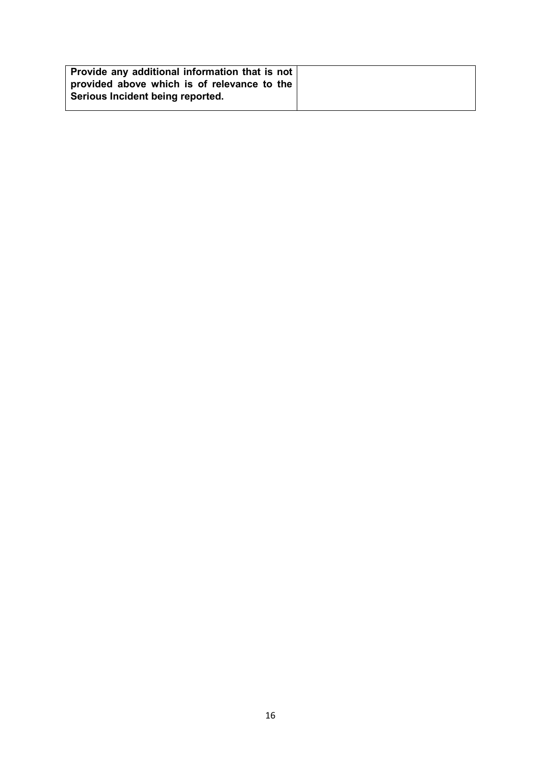| | |
|---|---|
| **Provide any additional information that is not provided above which is of relevance to the Serious Incident being reported.** | |